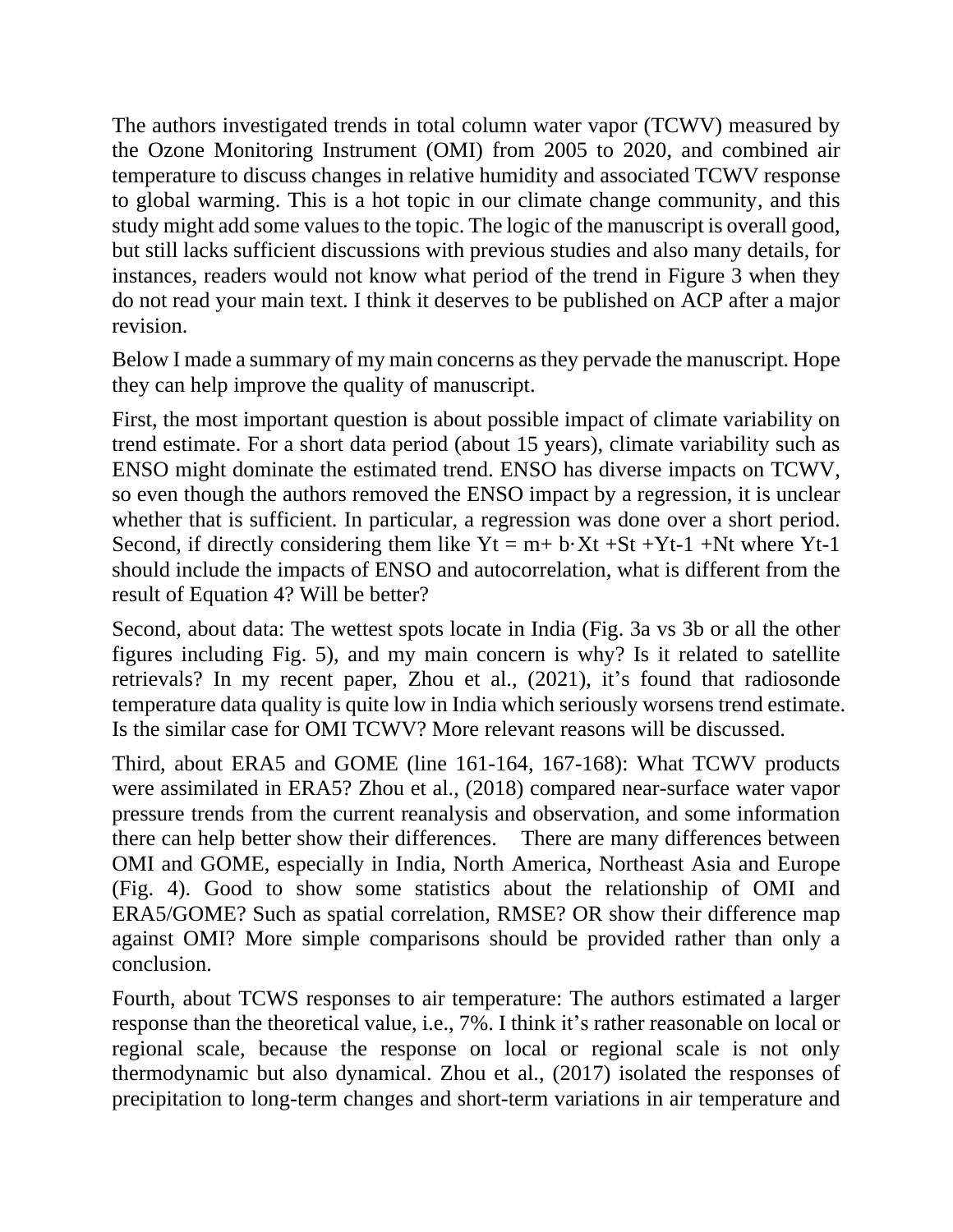The authors investigated trends in total column water vapor (TCWV) measured by the Ozone Monitoring Instrument (OMI) from 2005 to 2020, and combined air temperature to discuss changes in relative humidity and associated TCWV response to global warming. This is a hot topic in our climate change community, and this study might add some values to the topic. The logic of the manuscript is overall good, but still lacks sufficient discussions with previous studies and also many details, for instances, readers would not know what period of the trend in Figure 3 when they do not read your main text. I think it deserves to be published on ACP after a major revision.

Below I made a summary of my main concerns as they pervade the manuscript. Hope they can help improve the quality of manuscript.

First, the most important question is about possible impact of climate variability on trend estimate. For a short data period (about 15 years), climate variability such as ENSO might dominate the estimated trend. ENSO has diverse impacts on TCWV, so even though the authors removed the ENSO impact by a regression, it is unclear whether that is sufficient. In particular, a regression was done over a short period. Second, if directly considering them like $Y_t = m + b \cdot X_t + S_t + Y_{t-1} + N_t$ where $Y_{t-1}$ should include the impacts of ENSO and autocorrelation, what is different from the result of Equation 4? Will be better?

Second, about data: The wettest spots locate in India (Fig. 3a vs 3b or all the other figures including Fig. 5), and my main concern is why? Is it related to satellite retrievals? In my recent paper, Zhou et al., (2021), it's found that radiosonde temperature data quality is quite low in India which seriously worsens trend estimate. Is the similar case for OMI TCWV? More relevant reasons will be discussed.

Third, about ERA5 and GOME (line 161-164, 167-168): What TCWV products were assimilated in ERA5? Zhou et al., (2018) compared near-surface water vapor pressure trends from the current reanalysis and observation, and some information there can help better show their differences. There are many differences between OMI and GOME, especially in India, North America, Northeast Asia and Europe (Fig. 4). Good to show some statistics about the relationship of OMI and ERA5/GOME? Such as spatial correlation, RMSE? OR show their difference map against OMI? More simple comparisons should be provided rather than only a conclusion.

Fourth, about TCWS responses to air temperature: The authors estimated a larger response than the theoretical value, i.e., 7%. I think it's rather reasonable on local or regional scale, because the response on local or regional scale is not only thermodynamic but also dynamical. Zhou et al., (2017) isolated the responses of precipitation to long-term changes and short-term variations in air temperature and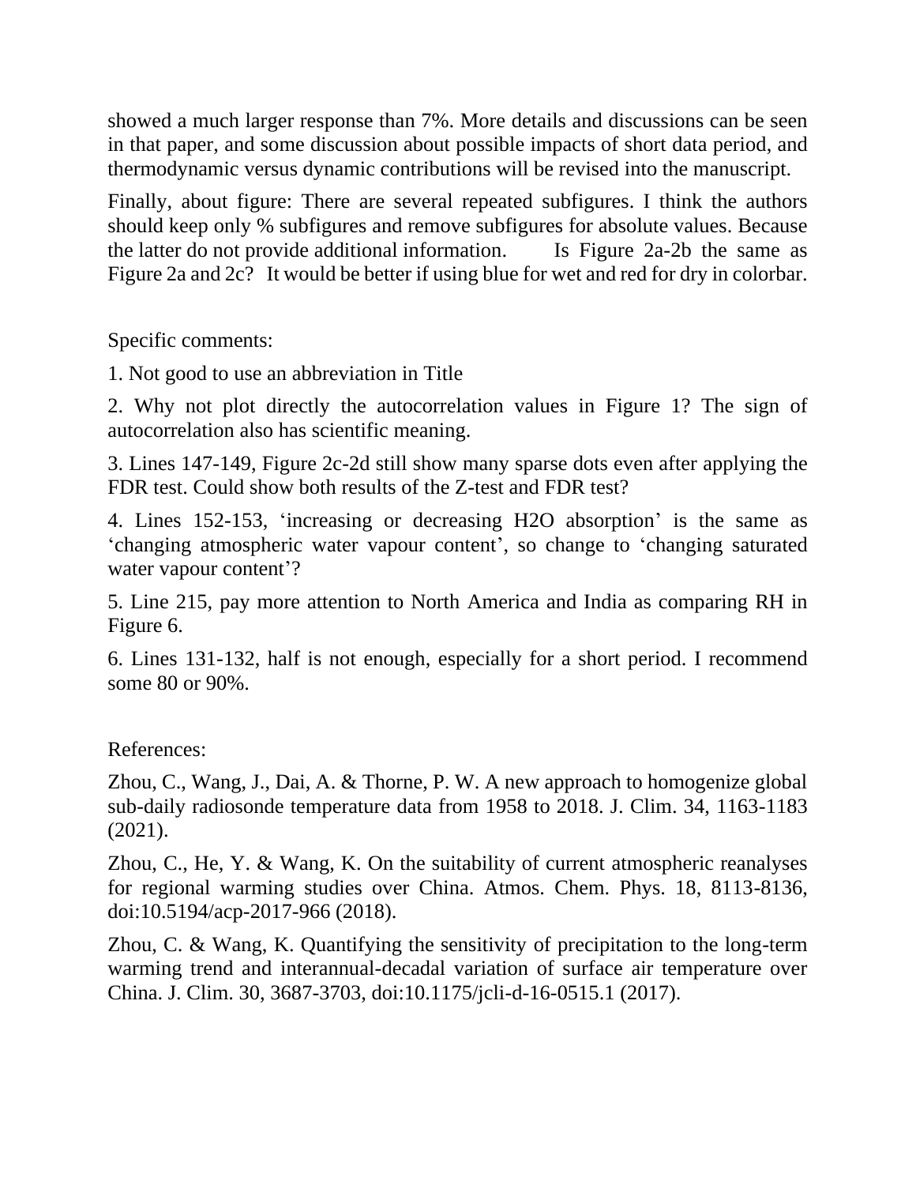showed a much larger response than 7%. More details and discussions can be seen in that paper, and some discussion about possible impacts of short data period, and thermodynamic versus dynamic contributions will be revised into the manuscript.

Finally, about figure: There are several repeated subfigures. I think the authors should keep only % subfigures and remove subfigures for absolute values. Because the latter do not provide additional information. Is Figure 2a-2b the same as Figure 2a and 2c? It would be better if using blue for wet and red for dry in colorbar.

Specific comments:

1. Not good to use an abbreviation in Title

2. Why not plot directly the autocorrelation values in Figure 1? The sign of autocorrelation also has scientific meaning.

3. Lines 147-149, Figure 2c-2d still show many sparse dots even after applying the FDR test. Could show both results of the Z-test and FDR test?

4. Lines 152-153, 'increasing or decreasing $H_2O$ absorption' is the same as 'changing atmospheric water vapour content', so change to 'changing saturated water vapour content'?

5. Line 215, pay more attention to North America and India as comparing RH in Figure 6.

6. Lines 131-132, half is not enough, especially for a short period. I recommend some 80 or 90%.

References:

Zhou, C., Wang, J., Dai, A. & Thorne, P. W. A new approach to homogenize global sub-daily radiosonde temperature data from 1958 to 2018. J. Clim. 34, 1163-1183 (2021).

Zhou, C., He, Y. & Wang, K. On the suitability of current atmospheric reanalyses for regional warming studies over China. Atmos. Chem. Phys. 18, 8113-8136, doi:10.5194/acp-2017-966 (2018).

Zhou, C. & Wang, K. Quantifying the sensitivity of precipitation to the long-term warming trend and interannual-decadal variation of surface air temperature over China. J. Clim. 30, 3687-3703, doi:10.1175/jcli-d-16-0515.1 (2017).